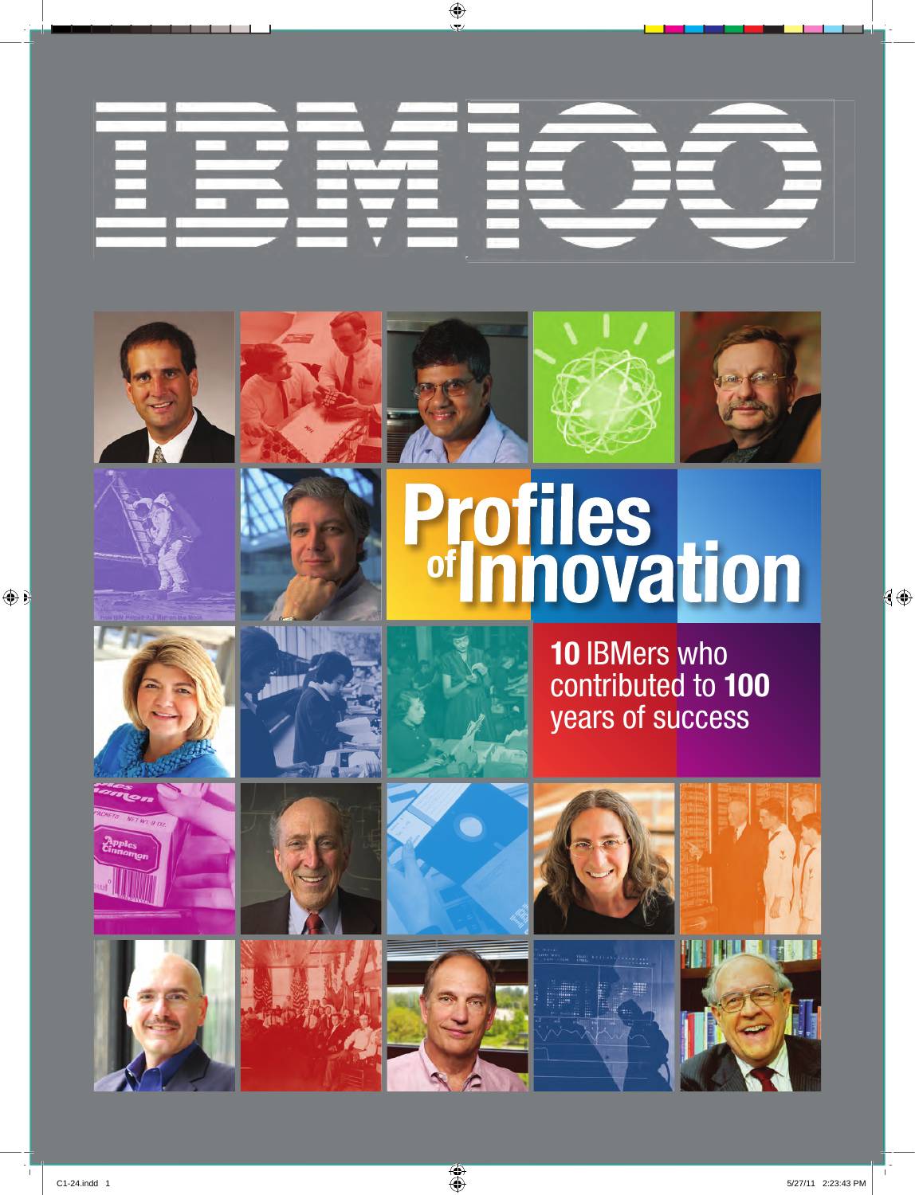# IBM100

# Profiles of Innovation

**10** IBMers who contributed to **100** years of success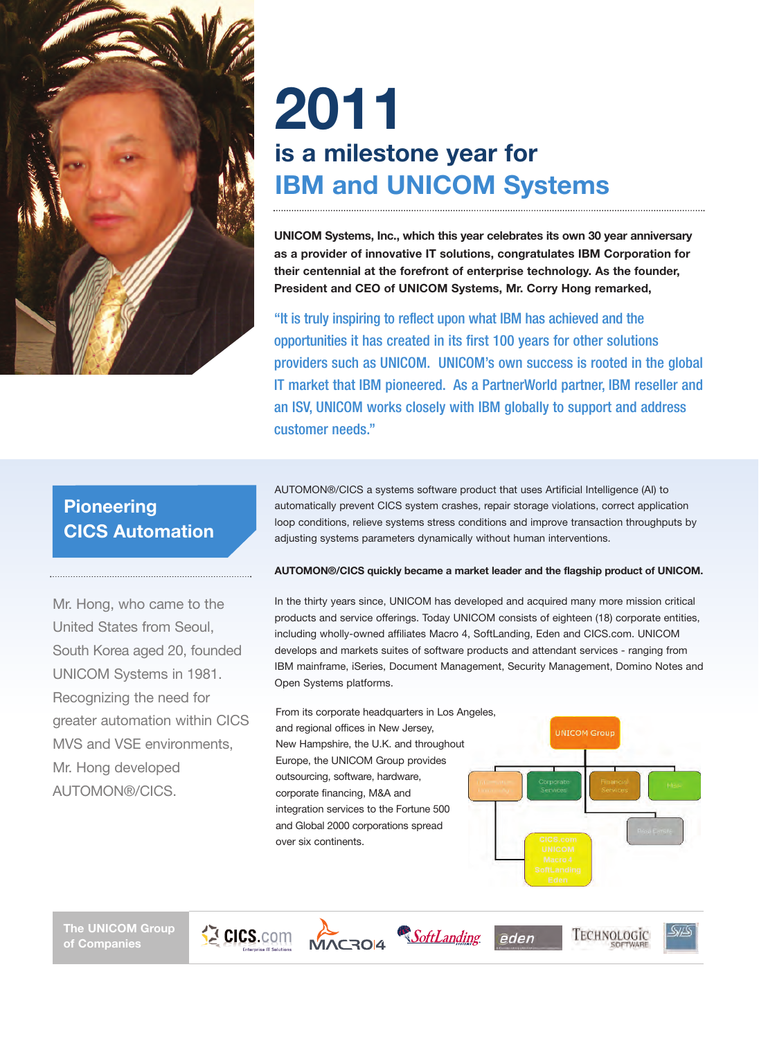# 2011

## is a milestone year for IBM and UNICOM Systems

**UNICOM Systems, Inc., which this year celebrates its own 30 year anniversary as a provider of innovative IT solutions, congratulates IBM Corporation for their centennial at the forefront of enterprise technology. As the founder, President and CEO of UNICOM Systems, Mr. Corry Hong remarked,**

"It is truly inspiring to reflect upon what IBM has achieved and the opportunities it has created in its first 100 years for other solutions providers such as UNICOM. UNICOM's own success is rooted in the global IT market that IBM pioneered. As a PartnerWorld partner, IBM reseller and an ISV, UNICOM works closely with IBM globally to support and address customer needs."

## Pioneering CICS Automation

Mr. Hong, who came to the United States from Seoul, South Korea aged 20, founded UNICOM Systems in 1981. Recognizing the need for greater automation within CICS MVS and VSE environments, Mr. Hong developed AUTOMON®/CICS.

AUTOMON®/CICS a systems software product that uses Artificial Intelligence (AI) to automatically prevent CICS system crashes, repair storage violations, correct application loop conditions, relieve systems stress conditions and improve transaction throughputs by adjusting systems parameters dynamically without human interventions.

**AUTOMON®/CICS quickly became a market leader and the flagship product of UNICOM.**

In the thirty years since, UNICOM has developed and acquired many more mission critical products and service offerings. Today UNICOM consists of eighteen (18) corporate entities, including wholly-owned affiliates Macro 4, SoftLanding, Eden and CICS.com. UNICOM develops and markets suites of software products and attendant services - ranging from IBM mainframe, iSeries, Document Management, Security Management, Domino Notes and Open Systems platforms.

From its corporate headquarters in Los Angeles, and regional offices in New Jersey, New Hampshire, the U.K. and throughout Europe, the UNICOM Group provides outsourcing, software, hardware, corporate financing, M&A and integration services to the Fortune 500 and Global 2000 corporations spread over six continents.

UNICOM Group

- UNICOM Global Universal
  - CICS.com, UNICOM, Macro 4, SoftLanding, Eden
- Corporate Services
- Financial Services
  - Real Estate
- Misc

**The UNICOM Group of Companies**

CICS.com Enterprise IT Solutions | MACRO4 | SoftLanding Systems | eden | TECHNOLOGIC SOFTWARE | SYS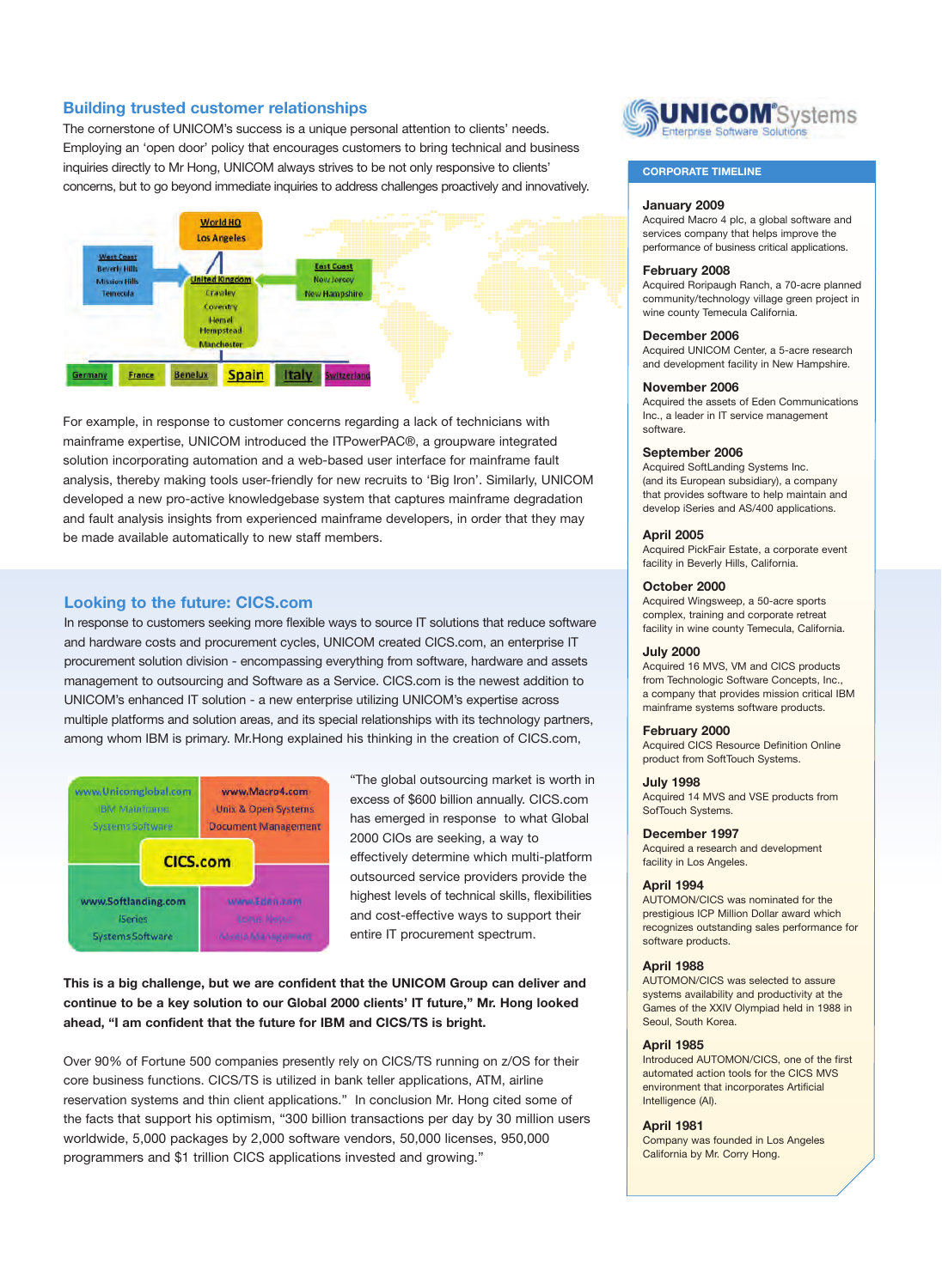## Building trusted customer relationships

The cornerstone of UNICOM's success is a unique personal attention to clients' needs. Employing an 'open door' policy that encourages customers to bring technical and business inquiries directly to Mr Hong, UNICOM always strives to be not only responsive to clients' concerns, but to go beyond immediate inquiries to address challenges proactively and innovatively.

World HQ
Los Angeles

West Coast
Beverly Hills
Mission Hills
Temecula

United Kingdom
Crawley
Coventry
Hemel Hempstead
Manchester

East Coast
New Jersey
New Hampshire

Germany
France
Benelux
Spain
Italy
Switzerland

For example, in response to customer concerns regarding a lack of technicians with mainframe expertise, UNICOM introduced the ITPowerPAC®, a groupware integrated solution incorporating automation and a web-based user interface for mainframe fault analysis, thereby making tools user-friendly for new recruits to 'Big Iron'. Similarly, UNICOM developed a new pro-active knowledgebase system that captures mainframe degradation and fault analysis insights from experienced mainframe developers, in order that they may be made available automatically to new staff members.

## Looking to the future: CICS.com

In response to customers seeking more flexible ways to source IT solutions that reduce software and hardware costs and procurement cycles, UNICOM created CICS.com, an enterprise IT procurement solution division - encompassing everything from software, hardware and assets management to outsourcing and Software as a Service. CICS.com is the newest addition to UNICOM's enhanced IT solution - a new enterprise utilizing UNICOM's expertise across multiple platforms and solution areas, and its special relationships with its technology partners, among whom IBM is primary. Mr.Hong explained his thinking in the creation of CICS.com,

www.Unicomglobal.com
IBM Mainframe
Systems Software

www.Macro4.com
Unix & Open Systems
Document Management

CICS.com

www.Softlanding.com
iSeries
Systems Software

www.Eden.com
Lotus Notes
Service Management

"The global outsourcing market is worth in excess of $600 billion annually. CICS.com has emerged in response to what Global 2000 CIOs are seeking, a way to effectively determine which multi-platform outsourced service providers provide the highest levels of technical skills, flexibilities and cost-effective ways to support their entire IT procurement spectrum.

**This is a big challenge, but we are confident that the UNICOM Group can deliver and continue to be a key solution to our Global 2000 clients' IT future," Mr. Hong looked ahead, "I am confident that the future for IBM and CICS/TS is bright.**

Over 90% of Fortune 500 companies presently rely on CICS/TS running on z/OS for their core business functions. CICS/TS is utilized in bank teller applications, ATM, airline reservation systems and thin client applications." In conclusion Mr. Hong cited some of the facts that support his optimism, "300 billion transactions per day by 30 million users worldwide, 5,000 packages by 2,000 software vendors, 50,000 licenses, 950,000 programmers and $1 trillion CICS applications invested and growing."

UNICOM Systems
Enterprise Software Solutions

### CORPORATE TIMELINE

**January 2009**
Acquired Macro 4 plc, a global software and services company that helps improve the performance of business critical applications.

**February 2008**
Acquired Roripaugh Ranch, a 70-acre planned community/technology village green project in wine county Temecula California.

**December 2006**
Acquired UNICOM Center, a 5-acre research and development facility in New Hampshire.

**November 2006**
Acquired the assets of Eden Communications Inc., a leader in IT service management software.

**September 2006**
Acquired SoftLanding Systems Inc. (and its European subsidiary), a company that provides software to help maintain and develop iSeries and AS/400 applications.

**April 2005**
Acquired PickFair Estate, a corporate event facility in Beverly Hills, California.

**October 2000**
Acquired Wingsweep, a 50-acre sports complex, training and corporate retreat facility in wine county Temecula, California.

**July 2000**
Acquired 16 MVS, VM and CICS products from Technologic Software Concepts, Inc., a company that provides mission critical IBM mainframe systems software products.

**February 2000**
Acquired CICS Resource Definition Online product from SoftTouch Systems.

**July 1998**
Acquired 14 MVS and VSE products from SofTouch Systems.

**December 1997**
Acquired a research and development facility in Los Angeles.

**April 1994**
AUTOMON/CICS was nominated for the prestigious ICP Million Dollar award which recognizes outstanding sales performance for software products.

**April 1988**
AUTOMON/CICS was selected to assure systems availability and productivity at the Games of the XXIV Olympiad held in 1988 in Seoul, South Korea.

**April 1985**
Introduced AUTOMON/CICS, one of the first automated action tools for the CICS MVS environment that incorporates Artificial Intelligence (AI).

**April 1981**
Company was founded in Los Angeles California by Mr. Corry Hong.